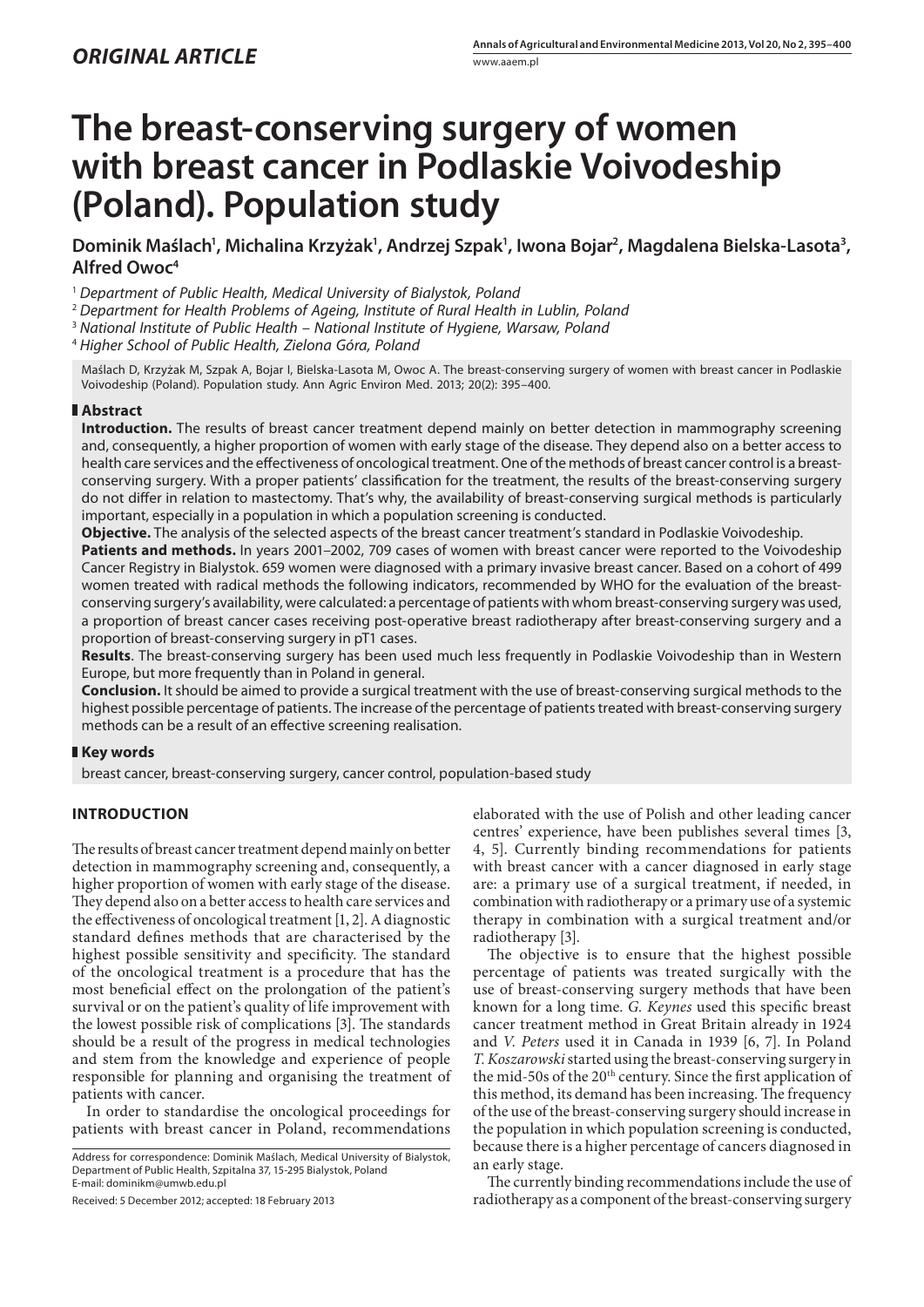*ORIGINAL ARTICLE*

# The breast-conserving surgery of women with breast cancer in Podlaskie Voivodeship (Poland). Population study

**Dominik Maślach[1], Michalina Krzyżak[1], Andrzej Szpak[1], Iwona Bojar[2], Magdalena Bielska-Lasota[3], Alfred Owoc[4]**

[1] *Department of Public Health, Medical University of Bialystok, Poland*
[2] *Department for Health Problems of Ageing, Institute of Rural Health in Lublin, Poland*
[3] *National Institute of Public Health – National Institute of Hygiene, Warsaw, Poland*
[4] *Higher School of Public Health, Zielona Góra, Poland*

Maślach D, Krzyżak M, Szpak A, Bojar I, Bielska-Lasota M, Owoc A. The breast-conserving surgery of women with breast cancer in Podlaskie Voivodeship (Poland). Population study. Ann Agric Environ Med. 2013; 20(2): 395–400.

## Abstract

**Introduction.** The results of breast cancer treatment depend mainly on better detection in mammography screening and, consequently, a higher proportion of women with early stage of the disease. They depend also on a better access to health care services and the effectiveness of oncological treatment. One of the methods of breast cancer control is a breast-conserving surgery. With a proper patients' classification for the treatment, the results of the breast-conserving surgery do not differ in relation to mastectomy. That's why, the availability of breast-conserving surgical methods is particularly important, especially in a population in which a population screening is conducted.

**Objective.** The analysis of the selected aspects of the breast cancer treatment's standard in Podlaskie Voivodeship.

**Patients and methods.** In years 2001–2002, 709 cases of women with breast cancer were reported to the Voivodeship Cancer Registry in Bialystok. 659 women were diagnosed with a primary invasive breast cancer. Based on a cohort of 499 women treated with radical methods the following indicators, recommended by WHO for the evaluation of the breast-conserving surgery's availability, were calculated: a percentage of patients with whom breast-conserving surgery was used, a proportion of breast cancer cases receiving post-operative breast radiotherapy after breast-conserving surgery and a proportion of breast-conserving surgery in pT1 cases.

**Results**. The breast-conserving surgery has been used much less frequently in Podlaskie Voivodeship than in Western Europe, but more frequently than in Poland in general.

**Conclusion.** It should be aimed to provide a surgical treatment with the use of breast-conserving surgical methods to the highest possible percentage of patients. The increase of the percentage of patients treated with breast-conserving surgery methods can be a result of an effective screening realisation.

## Key words

breast cancer, breast-conserving surgery, cancer control, population-based study

## INTRODUCTION

The results of breast cancer treatment depend mainly on better detection in mammography screening and, consequently, a higher proportion of women with early stage of the disease. They depend also on a better access to health care services and the effectiveness of oncological treatment [1, 2]. A diagnostic standard defines methods that are characterised by the highest possible sensitivity and specificity. The standard of the oncological treatment is a procedure that has the most beneficial effect on the prolongation of the patient's survival or on the patient's quality of life improvement with the lowest possible risk of complications [3]. The standards should be a result of the progress in medical technologies and stem from the knowledge and experience of people responsible for planning and organising the treatment of patients with cancer.

In order to standardise the oncological proceedings for patients with breast cancer in Poland, recommendations elaborated with the use of Polish and other leading cancer centres' experience, have been publishes several times [3, 4, 5]. Currently binding recommendations for patients with breast cancer with a cancer diagnosed in early stage are: a primary use of a surgical treatment, if needed, in combination with radiotherapy or a primary use of a systemic therapy in combination with a surgical treatment and/or radiotherapy [3].

The objective is to ensure that the highest possible percentage of patients was treated surgically with the use of breast-conserving surgery methods that have been known for a long time. *G. Keynes* used this specific breast cancer treatment method in Great Britain already in 1924 and *V. Peters* used it in Canada in 1939 [6, 7]. In Poland *T. Koszarowski* started using the breast-conserving surgery in the mid-50s of the 20[th] century. Since the first application of this method, its demand has been increasing. The frequency of the use of the breast-conserving surgery should increase in the population in which population screening is conducted, because there is a higher percentage of cancers diagnosed in an early stage.

The currently binding recommendations include the use of radiotherapy as a component of the breast-conserving surgery

Address for correspondence: Dominik Maślach, Medical University of Bialystok, Department of Public Health, Szpitalna 37, 15-295 Bialystok, Poland
E-mail: dominikm@umwb.edu.pl

Received: 5 December 2012; accepted: 18 February 2013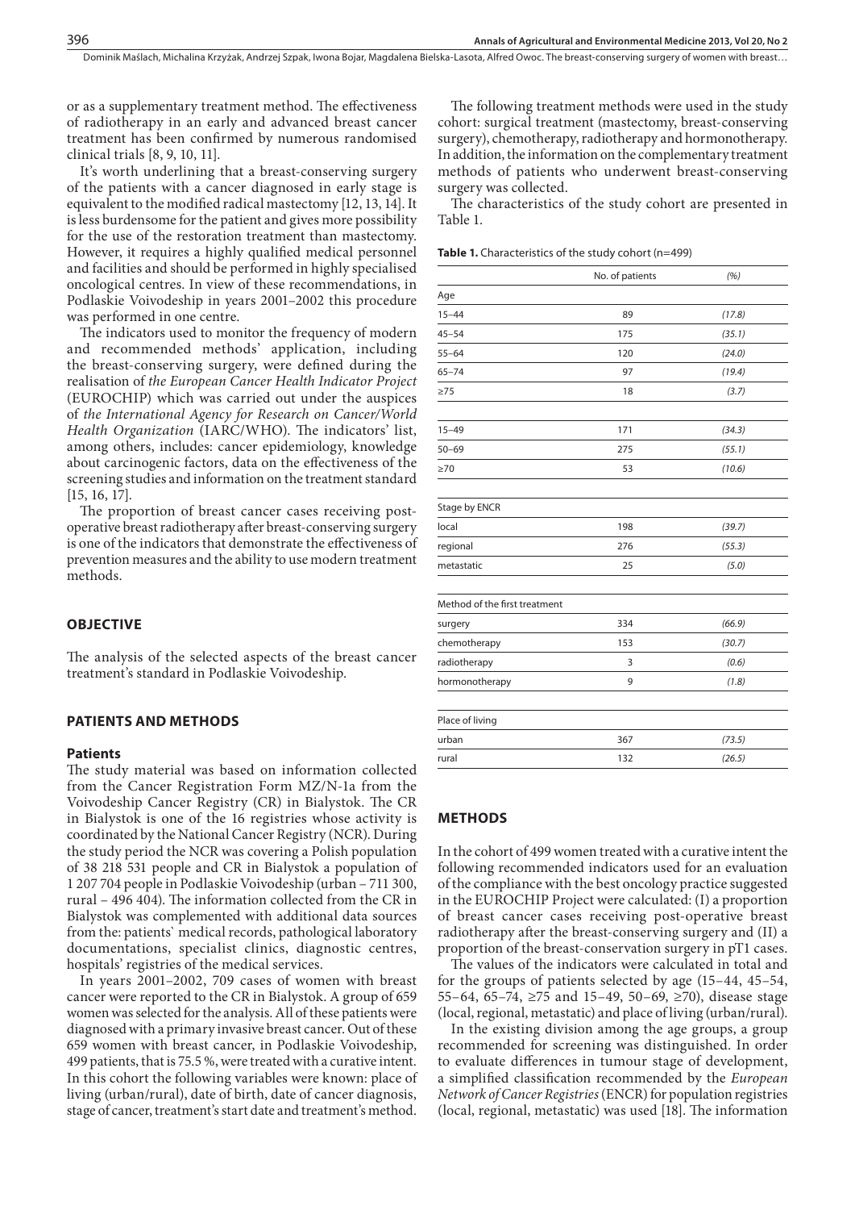or as a supplementary treatment method. The effectiveness of radiotherapy in an early and advanced breast cancer treatment has been confirmed by numerous randomised clinical trials [8, 9, 10, 11].

It's worth underlining that a breast-conserving surgery of the patients with a cancer diagnosed in early stage is equivalent to the modified radical mastectomy [12, 13, 14]. It is less burdensome for the patient and gives more possibility for the use of the restoration treatment than mastectomy. However, it requires a highly qualified medical personnel and facilities and should be performed in highly specialised oncological centres. In view of these recommendations, in Podlaskie Voivodeship in years 2001–2002 this procedure was performed in one centre.

The indicators used to monitor the frequency of modern and recommended methods' application, including the breast-conserving surgery, were defined during the realisation of *the European Cancer Health Indicator Project* (EUROCHIP) which was carried out under the auspices of *the International Agency for Research on Cancer/World Health Organization* (IARC/WHO). The indicators' list, among others, includes: cancer epidemiology, knowledge about carcinogenic factors, data on the effectiveness of the screening studies and information on the treatment standard [15, 16, 17].

The proportion of breast cancer cases receiving post-operative breast radiotherapy after breast-conserving surgery is one of the indicators that demonstrate the effectiveness of prevention measures and the ability to use modern treatment methods.

## OBJECTIVE

The analysis of the selected aspects of the breast cancer treatment's standard in Podlaskie Voivodeship.

## PATIENTS AND METHODS

### Patients

The study material was based on information collected from the Cancer Registration Form MZ/N-1a from the Voivodeship Cancer Registry (CR) in Bialystok. The CR in Bialystok is one of the 16 registries whose activity is coordinated by the National Cancer Registry (NCR). During the study period the NCR was covering a Polish population of 38 218 531 people and CR in Bialystok a population of 1 207 704 people in Podlaskie Voivodeship (urban – 711 300, rural – 496 404). The information collected from the CR in Bialystok was complemented with additional data sources from the: patients' medical records, pathological laboratory documentations, specialist clinics, diagnostic centres, hospitals' registries of the medical services.

In years 2001–2002, 709 cases of women with breast cancer were reported to the CR in Bialystok. A group of 659 women was selected for the analysis. All of these patients were diagnosed with a primary invasive breast cancer. Out of these 659 women with breast cancer, in Podlaskie Voivodeship, 499 patients, that is 75.5 %, were treated with a curative intent. In this cohort the following variables were known: place of living (urban/rural), date of birth, date of cancer diagnosis, stage of cancer, treatment's start date and treatment's method.

The following treatment methods were used in the study cohort: surgical treatment (mastectomy, breast-conserving surgery), chemotherapy, radiotherapy and hormonotherapy. In addition, the information on the complementary treatment methods of patients who underwent breast-conserving surgery was collected.

The characteristics of the study cohort are presented in Table 1.

**Table 1.** Characteristics of the study cohort (n=499)

| | No. of patients | (%) |
|---|---|---|
| Age | | |
| 15–44 | 89 | (17.8) |
| 45–54 | 175 | (35.1) |
| 55–64 | 120 | (24.0) |
| 65–74 | 97 | (19.4) |
| ≥75 | 18 | (3.7) |
| | | |
| 15–49 | 171 | (34.3) |
| 50–69 | 275 | (55.1) |
| ≥70 | 53 | (10.6) |
| | | |
| Stage by ENCR | | |
| local | 198 | (39.7) |
| regional | 276 | (55.3) |
| metastatic | 25 | (5.0) |
| | | |
| Method of the first treatment | | |
| surgery | 334 | (66.9) |
| chemotherapy | 153 | (30.7) |
| radiotherapy | 3 | (0.6) |
| hormonotherapy | 9 | (1.8) |
| | | |
| Place of living | | |
| urban | 367 | (73.5) |
| rural | 132 | (26.5) |

## METHODS

In the cohort of 499 women treated with a curative intent the following recommended indicators used for an evaluation of the compliance with the best oncology practice suggested in the EUROCHIP Project were calculated: (I) a proportion of breast cancer cases receiving post-operative breast radiotherapy after the breast-conserving surgery and (II) a proportion of the breast-conservation surgery in pT1 cases.

The values of the indicators were calculated in total and for the groups of patients selected by age (15–44, 45–54, 55–64, 65–74, ≥75 and 15–49, 50–69, ≥70), disease stage (local, regional, metastatic) and place of living (urban/rural).

In the existing division among the age groups, a group recommended for screening was distinguished. In order to evaluate differences in tumour stage of development, a simplified classification recommended by the *European Network of Cancer Registries* (ENCR) for population registries (local, regional, metastatic) was used [18]. The information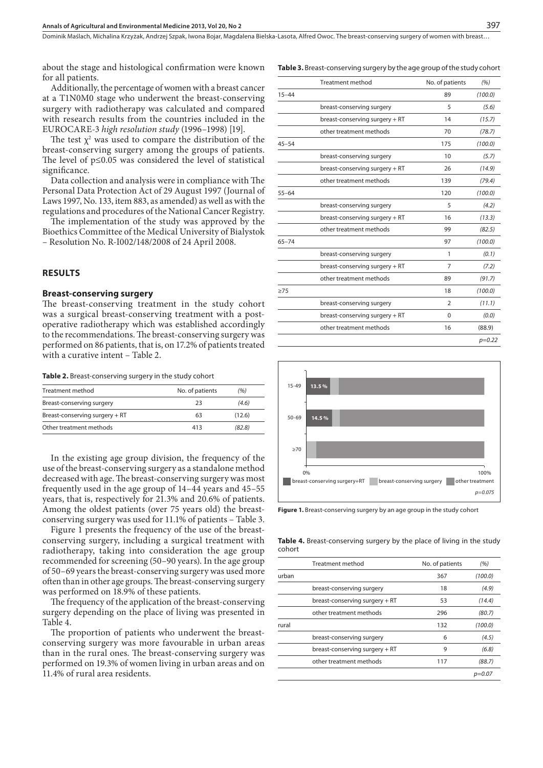about the stage and histological confirmation were known for all patients.

Additionally, the percentage of women with a breast cancer at a T1N0M0 stage who underwent the breast-conserving surgery with radiotherapy was calculated and compared with research results from the countries included in the EUROCARE-3 *high resolution study* (1996–1998) [19].

The test $\chi^2$ was used to compare the distribution of the breast-conserving surgery among the groups of patients. The level of $p \leq 0.05$ was considered the level of statistical significance.

Data collection and analysis were in compliance with The Personal Data Protection Act of 29 August 1997 (Journal of Laws 1997, No. 133, item 883, as amended) as well as with the regulations and procedures of the National Cancer Registry.

The implementation of the study was approved by the Bioethics Committee of the Medical University of Bialystok – Resolution No. R-I002/148/2008 of 24 April 2008.

## RESULTS

### Breast-conserving surgery

The breast-conserving treatment in the study cohort was a surgical breast-conserving treatment with a post-operative radiotherapy which was established accordingly to the recommendations. The breast-conserving surgery was performed on 86 patients, that is, on 17.2% of patients treated with a curative intent – Table 2.

**Table 2.** Breast-conserving surgery in the study cohort

| Treatment method | No. of patients | (%) |
|---|---|---|
| Breast-conserving surgery | 23 | (4.6) |
| Breast-conserving surgery + RT | 63 | (12.6) |
| Other treatment methods | 413 | (82.8) |

In the existing age group division, the frequency of the use of the breast-conserving surgery as a standalone method decreased with age. The breast-conserving surgery was most frequently used in the age group of 14–44 years and 45–55 years, that is, respectively for 21.3% and 20.6% of patients. Among the oldest patients (over 75 years old) the breast-conserving surgery was used for 11.1% of patients – Table 3.

Figure 1 presents the frequency of the use of the breast-conserving surgery, including a surgical treatment with radiotherapy, taking into consideration the age group recommended for screening (50–90 years). In the age group of 50–69 years the breast-conserving surgery was used more often than in other age groups. The breast-conserving surgery was performed on 18.9% of these patients.

The frequency of the application of the breast-conserving surgery depending on the place of living was presented in Table 4.

The proportion of patients who underwent the breast-conserving surgery was more favourable in urban areas than in the rural ones. The breast-conserving surgery was performed on 19.3% of women living in urban areas and on 11.4% of rural area residents.

**Table 3.** Breast-conserving surgery by the age group of the study cohort

| | Treatment method | No. of patients | (%) |
|---|---|---|---|
| 15–44 | | 89 | (100.0) |
| | breast-conserving surgery | 5 | (5.6) |
| | breast-conserving surgery + RT | 14 | (15.7) |
| | other treatment methods | 70 | (78.7) |
| 45–54 | | 175 | (100.0) |
| | breast-conserving surgery | 10 | (5.7) |
| | breast-conserving surgery + RT | 26 | (14.9) |
| | other treatment methods | 139 | (79.4) |
| 55–64 | | 120 | (100.0) |
| | breast-conserving surgery | 5 | (4.2) |
| | breast-conserving surgery + RT | 16 | (13.3) |
| | other treatment methods | 99 | (82.5) |
| 65–74 | | 97 | (100.0) |
| | breast-conserving surgery | 1 | (0.1) |
| | breast-conserving surgery + RT | 7 | (7.2) |
| | other treatment methods | 89 | (91.7) |
| ≥75 | | 18 | (100.0) |
| | breast-conserving surgery | 2 | (11.1) |
| | breast-conserving surgery + RT | 0 | (0.0) |
| | other treatment methods | 16 | (88.9) |
| | | | $p$=0.22 |

| | breast-conserving surgery+RT | breast-conserving surgery | other treatment |
|---|---|---|---|
| 15-49 | 13.5 % | | |
| 50-69 | 14.5 % | | |
| ≥70 | | | |

$p$=0.075

**Figure 1.** Breast-conserving surgery by an age group in the study cohort

**Table 4.** Breast-conserving surgery by the place of living in the study cohort

| | Treatment method | No. of patients | (%) |
|---|---|---|---|
| urban | | 367 | (100.0) |
| | breast-conserving surgery | 18 | (4.9) |
| | breast-conserving surgery + RT | 53 | (14.4) |
| | other treatment methods | 296 | (80.7) |
| rural | | 132 | (100.0) |
| | breast-conserving surgery | 6 | (4.5) |
| | breast-conserving surgery + RT | 9 | (6.8) |
| | other treatment methods | 117 | (88.7) |
| | | | $p$=0.07 |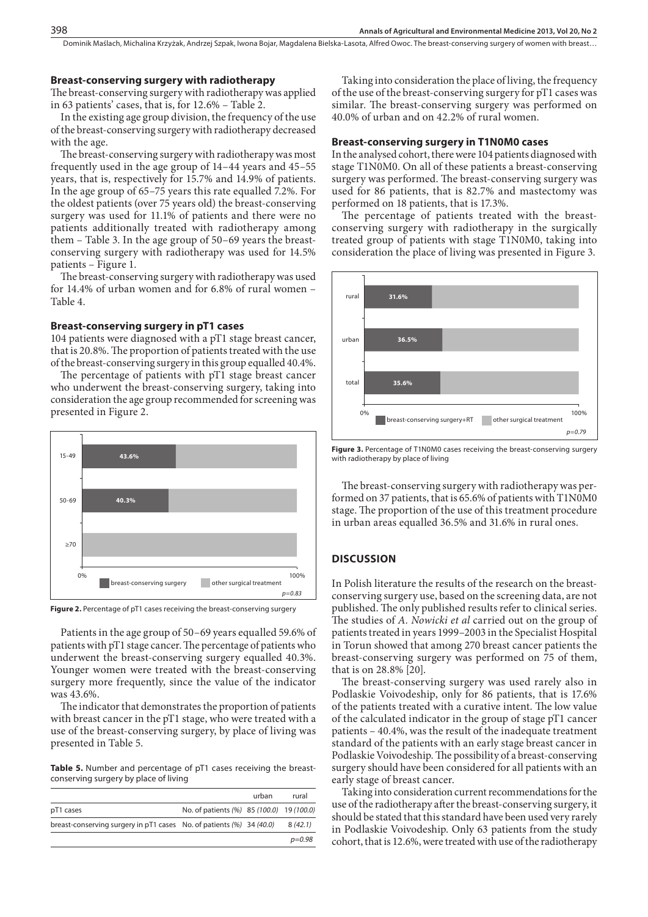### Breast-conserving surgery with radiotherapy

The breast-conserving surgery with radiotherapy was applied in 63 patients' cases, that is, for 12.6% – Table 2.

In the existing age group division, the frequency of the use of the breast-conserving surgery with radiotherapy decreased with the age.

The breast-conserving surgery with radiotherapy was most frequently used in the age group of 14–44 years and 45–55 years, that is, respectively for 15.7% and 14.9% of patients. In the age group of 65–75 years this rate equalled 7.2%. For the oldest patients (over 75 years old) the breast-conserving surgery was used for 11.1% of patients and there were no patients additionally treated with radiotherapy among them – Table 3. In the age group of 50–69 years the breast-conserving surgery with radiotherapy was used for 14.5% patients – Figure 1.

The breast-conserving surgery with radiotherapy was used for 14.4% of urban women and for 6.8% of rural women – Table 4.

### Breast-conserving surgery in pT1 cases

104 patients were diagnosed with a pT1 stage breast cancer, that is 20.8%. The proportion of patients treated with the use of the breast-conserving surgery in this group equalled 40.4%.

The percentage of patients with pT1 stage breast cancer who underwent the breast-conserving surgery, taking into consideration the age group recommended for screening was presented in Figure 2.

**Figure 2.** Percentage of pT1 cases receiving the breast-conserving surgery

Patients in the age group of 50–69 years equalled 59.6% of patients with pT1 stage cancer. The percentage of patients who underwent the breast-conserving surgery equalled 40.3%. Younger women were treated with the breast-conserving surgery more frequently, since the value of the indicator was 43.6%.

The indicator that demonstrates the proportion of patients with breast cancer in the pT1 stage, who were treated with a use of the breast-conserving surgery, by place of living was presented in Table 5.

**Table 5.** Number and percentage of pT1 cases receiving the breast-conserving surgery by place of living

| | | urban | rural |
|---|---|---|---|
| pT1 cases | No. of patients *(%)* | 85 *(100.0)* | 19 *(100.0)* |
| breast-conserving surgery in pT1 cases | No. of patients *(%)* | 34 *(40.0)* | 8 *(42.1)* |
| | | | *p=0.98* |

Taking into consideration the place of living, the frequency of the use of the breast-conserving surgery for pT1 cases was similar. The breast-conserving surgery was performed on 40.0% of urban and on 42.2% of rural women.

### Breast-conserving surgery in T1N0M0 cases

In the analysed cohort, there were 104 patients diagnosed with stage T1N0M0. On all of these patients a breast-conserving surgery was performed. The breast-conserving surgery was used for 86 patients, that is 82.7% and mastectomy was performed on 18 patients, that is 17.3%.

The percentage of patients treated with the breast-conserving surgery with radiotherapy in the surgically treated group of patients with stage T1N0M0, taking into consideration the place of living was presented in Figure 3.

**Figure 3.** Percentage of T1N0M0 cases receiving the breast-conserving surgery with radiotherapy by place of living

The breast-conserving surgery with radiotherapy was performed on 37 patients, that is 65.6% of patients with T1N0M0 stage. The proportion of the use of this treatment procedure in urban areas equalled 36.5% and 31.6% in rural ones.

## DISCUSSION

In Polish literature the results of the research on the breast-conserving surgery use, based on the screening data, are not published. The only published results refer to clinical series. The studies of *A. Nowicki et al* carried out on the group of patients treated in years 1999–2003 in the Specialist Hospital in Torun showed that among 270 breast cancer patients the breast-conserving surgery was performed on 75 of them, that is on 28.8% [20].

The breast-conserving surgery was used rarely also in Podlaskie Voivodeship, only for 86 patients, that is 17.6% of the patients treated with a curative intent. The low value of the calculated indicator in the group of stage pT1 cancer patients – 40.4%, was the result of the inadequate treatment standard of the patients with an early stage breast cancer in Podlaskie Voivodeship. The possibility of a breast-conserving surgery should have been considered for all patients with an early stage of breast cancer.

Taking into consideration current recommendations for the use of the radiotherapy after the breast-conserving surgery, it should be stated that this standard have been used very rarely in Podlaskie Voivodeship. Only 63 patients from the study cohort, that is 12.6%, were treated with use of the radiotherapy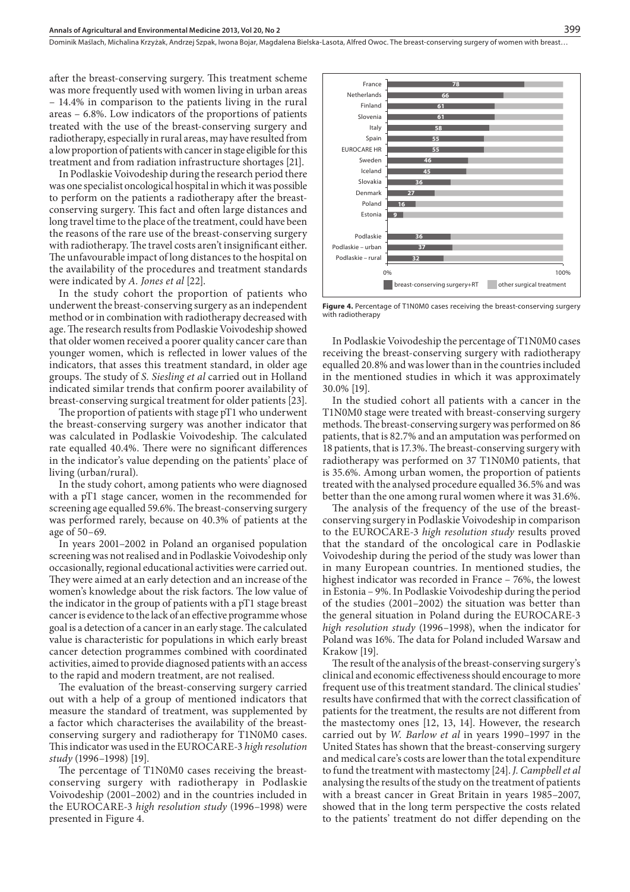after the breast-conserving surgery. This treatment scheme was more frequently used with women living in urban areas – 14.4% in comparison to the patients living in the rural areas – 6.8%. Low indicators of the proportions of patients treated with the use of the breast-conserving surgery and radiotherapy, especially in rural areas, may have resulted from a low proportion of patients with cancer in stage eligible for this treatment and from radiation infrastructure shortages [21].

In Podlaskie Voivodeship during the research period there was one specialist oncological hospital in which it was possible to perform on the patients a radiotherapy after the breast-conserving surgery. This fact and often large distances and long travel time to the place of the treatment, could have been the reasons of the rare use of the breast-conserving surgery with radiotherapy. The travel costs aren't insignificant either. The unfavourable impact of long distances to the hospital on the availability of the procedures and treatment standards were indicated by *A. Jones et al* [22].

In the study cohort the proportion of patients who underwent the breast-conserving surgery as an independent method or in combination with radiotherapy decreased with age. The research results from Podlaskie Voivodeship showed that older women received a poorer quality cancer care than younger women, which is reflected in lower values of the indicators, that asses this treatment standard, in older age groups. The study of *S. Siesling et al* carried out in Holland indicated similar trends that confirm poorer availability of breast-conserving surgical treatment for older patients [23].

The proportion of patients with stage pT1 who underwent the breast-conserving surgery was another indicator that was calculated in Podlaskie Voivodeship. The calculated rate equalled 40.4%. There were no significant differences in the indicator's value depending on the patients' place of living (urban/rural).

In the study cohort, among patients who were diagnosed with a pT1 stage cancer, women in the recommended for screening age equalled 59.6%. The breast-conserving surgery was performed rarely, because on 40.3% of patients at the age of 50–69.

In years 2001–2002 in Poland an organised population screening was not realised and in Podlaskie Voivodeship only occasionally, regional educational activities were carried out. They were aimed at an early detection and an increase of the women's knowledge about the risk factors. The low value of the indicator in the group of patients with a pT1 stage breast cancer is evidence to the lack of an effective programme whose goal is a detection of a cancer in an early stage. The calculated value is characteristic for populations in which early breast cancer detection programmes combined with coordinated activities, aimed to provide diagnosed patients with an access to the rapid and modern treatment, are not realised.

The evaluation of the breast-conserving surgery carried out with a help of a group of mentioned indicators that measure the standard of treatment, was supplemented by a factor which characterises the availability of the breast-conserving surgery and radiotherapy for T1N0M0 cases. This indicator was used in the EUROCARE-3 *high resolution study* (1996–1998) [19].

The percentage of T1N0M0 cases receiving the breast-conserving surgery with radiotherapy in Podlaskie Voivodeship (2001–2002) and in the countries included in the EUROCARE-3 *high resolution study* (1996–1998) were presented in Figure 4.

| | breast-conserving surgery+RT (%) |
|---|---|
| France | 78 |
| Netherlands | 66 |
| Finland | 61 |
| Slovenia | 61 |
| Italy | 58 |
| Spain | 55 |
| EUROCARE HR | 55 |
| Sweden | 46 |
| Iceland | 45 |
| Slovakia | 36 |
| Denmark | 27 |
| Poland | 16 |
| Estonia | 9 |
| Podlaskie | 36 |
| Podlaskie – urban | 37 |
| Podlaskie – rural | 32 |

**Figure 4.** Percentage of T1N0M0 cases receiving the breast-conserving surgery with radiotherapy

In Podlaskie Voivodeship the percentage of T1N0M0 cases receiving the breast-conserving surgery with radiotherapy equalled 20.8% and was lower than in the countries included in the mentioned studies in which it was approximately 30.0% [19].

In the studied cohort all patients with a cancer in the T1N0M0 stage were treated with breast-conserving surgery methods. The breast-conserving surgery was performed on 86 patients, that is 82.7% and an amputation was performed on 18 patients, that is 17.3%. The breast-conserving surgery with radiotherapy was performed on 37 T1N0M0 patients, that is 35.6%. Among urban women, the proportion of patients treated with the analysed procedure equalled 36.5% and was better than the one among rural women where it was 31.6%.

The analysis of the frequency of the use of the breast-conserving surgery in Podlaskie Voivodeship in comparison to the EUROCARE-3 *high resolution study* results proved that the standard of the oncological care in Podlaskie Voivodeship during the period of the study was lower than in many European countries. In mentioned studies, the highest indicator was recorded in France – 76%, the lowest in Estonia – 9%. In Podlaskie Voivodeship during the period of the studies (2001–2002) the situation was better than the general situation in Poland during the EUROCARE-3 *high resolution study* (1996–1998), when the indicator for Poland was 16%. The data for Poland included Warsaw and Krakow [19].

The result of the analysis of the breast-conserving surgery's clinical and economic effectiveness should encourage to more frequent use of this treatment standard. The clinical studies' results have confirmed that with the correct classification of patients for the treatment, the results are not different from the mastectomy ones [12, 13, 14]. However, the research carried out by *W. Barlow et al* in years 1990–1997 in the United States has shown that the breast-conserving surgery and medical care's costs are lower than the total expenditure to fund the treatment with mastectomy [24]. *J. Campbell et al* analysing the results of the study on the treatment of patients with a breast cancer in Great Britain in years 1985–2007, showed that in the long term perspective the costs related to the patients' treatment do not differ depending on the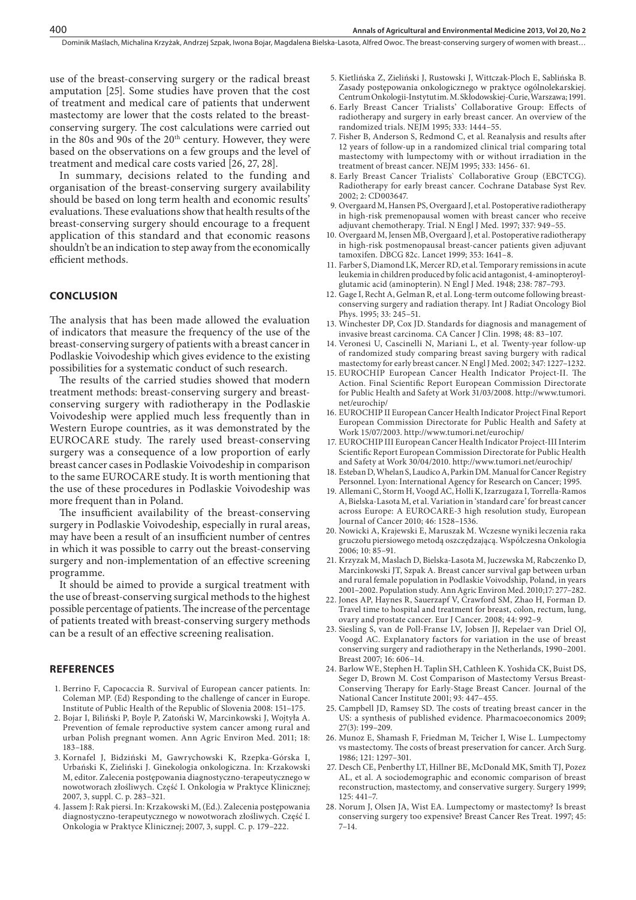use of the breast-conserving surgery or the radical breast amputation [25]. Some studies have proven that the cost of treatment and medical care of patients that underwent mastectomy are lower that the costs related to the breast-conserving surgery. The cost calculations were carried out in the 80s and 90s of the 20th century. However, they were based on the observations on a few groups and the level of treatment and medical care costs varied [26, 27, 28].

In summary, decisions related to the funding and organisation of the breast-conserving surgery availability should be based on long term health and economic results' evaluations. These evaluations show that health results of the breast-conserving surgery should encourage to a frequent application of this standard and that economic reasons shouldn't be an indication to step away from the economically efficient methods.

## CONCLUSION

The analysis that has been made allowed the evaluation of indicators that measure the frequency of the use of the breast-conserving surgery of patients with a breast cancer in Podlaskie Voivodeship which gives evidence to the existing possibilities for a systematic conduct of such research.

The results of the carried studies showed that modern treatment methods: breast-conserving surgery and breast-conserving surgery with radiotherapy in the Podlaskie Voivodeship were applied much less frequently than in Western Europe countries, as it was demonstrated by the EUROCARE study. The rarely used breast-conserving surgery was a consequence of a low proportion of early breast cancer cases in Podlaskie Voivodeship in comparison to the same EUROCARE study. It is worth mentioning that the use of these procedures in Podlaskie Voivodeship was more frequent than in Poland.

The insufficient availability of the breast-conserving surgery in Podlaskie Voivodeship, especially in rural areas, may have been a result of an insufficient number of centres in which it was possible to carry out the breast-conserving surgery and non-implementation of an effective screening programme.

It should be aimed to provide a surgical treatment with the use of breast-conserving surgical methods to the highest possible percentage of patients. The increase of the percentage of patients treated with breast-conserving surgery methods can be a result of an effective screening realisation.

## REFERENCES

1. Berrino F, Capocaccia R. Survival of European cancer patients. In: Coleman MP. (Ed) Responding to the challenge of cancer in Europe. Institute of Public Health of the Republic of Slovenia 2008: 151–175.
2. Bojar I, Biliński P, Boyle P, Zatoński W, Marcinkowski J, Wojtyła A. Prevention of female reproductive system cancer among rural and urban Polish pregnant women. Ann Agric Environ Med. 2011; 18: 183–188.
3. Kornafel J, Bidziński M, Gawrychowski K, Rzepka-Górska I, Urbański K, Zieliński J. Ginekologia onkologiczna. In: Krzakowski M, editor. Zalecenia postępowania diagnostyczno-terapeutycznego w nowotworach złośliwych. Część I. Onkologia w Praktyce Klinicznej; 2007, 3, suppl. C. p. 283–321.
4. Jassem J: Rak piersi. In: Krzakowski M, (Ed.). Zalecenia postępowania diagnostyczno-terapeutycznego w nowotworach złośliwych. Część I. Onkologia w Praktyce Klinicznej; 2007, 3, suppl. C. p. 179–222.
5. Kietlińska Z, Zieliński J, Rustowski J, Wittczak-Ploch E, Sablińska B. Zasady postępowania onkologicznego w praktyce ogólnolekarskiej. Centrum Onkologii-Instytut im. M. Skłodowskiej-Curie, Warszawa; 1991.
6. Early Breast Cancer Trialists' Collaborative Group: Effects of radiotherapy and surgery in early breast cancer. An overview of the randomized trials. NEJM 1995; 333: 1444–55.
7. Fisher B, Anderson S, Redmond C, et al. Reanalysis and results after 12 years of follow-up in a randomized clinical trial comparing total mastectomy with lumpectomy with or without irradiation in the treatment of breast cancer. NEJM 1995; 333: 1456- 61.
8. Early Breast Cancer Trialists` Collaborative Group (EBCTCG). Radiotherapy for early breast cancer. Cochrane Database Syst Rev. 2002; 2: CD003647.
9. Overgaard M, Hansen PS, Overgaard J, et al. Postoperative radiotherapy in high-risk premenopausal women with breast cancer who receive adjuvant chemotherapy. Trial. N Engl J Med. 1997; 337: 949–55.
10. Overgaard M, Jensen MB, Overgaard J, et al. Postoperative radiotherapy in high-risk postmenopausal breast-cancer patients given adjuvant tamoxifen. DBCG 82c. Lancet 1999; 353: 1641–8.
11. Farber S, Diamond LK, Mercer RD, et al. Temporary remissions in acute leukemia in children produced by folic acid antagonist, 4-aminopteroyl-glutamic acid (aminopterin). N Engl J Med. 1948; 238: 787–793.
12. Gage I, Recht A, Gelman R, et al. Long-term outcome following breast-conserving surgery and radiation therapy. Int J Radiat Oncology Biol Phys. 1995; 33: 245–51.
13. Winchester DP, Cox JD. Standards for diagnosis and management of invasive breast carcinoma. CA Cancer J Clin. 1998; 48: 83–107.
14. Veronesi U, Cascinelli N, Mariani L, et al. Twenty-year follow-up of randomized study comparing breast saving burgery with radical mastectomy for early breast cancer. N Engl J Med. 2002; 347: 1227–1232.
15. EUROCHIP European Cancer Health Indicator Project-II. The Action. Final Scientific Report European Commission Directorate for Public Health and Safety at Work 31/03/2008. http://www.tumori.net/eurochip/
16. EUROCHIP II European Cancer Health Indicator Project Final Report European Commission Directorate for Public Health and Safety at Work 15/07/2003. http://www.tumori.net/eurochip/
17. EUROCHIP III European Cancer Health Indicator Project-III Interim Scientific Report European Commission Directorate for Public Health and Safety at Work 30/04/2010. http://www.tumori.net/eurochip/
18. Esteban D, Whelan S, Laudico A, Parkin DM. Manual for Cancer Registry Personnel. Lyon: International Agency for Research on Cancer; 1995.
19. Allemani C, Storm H, Voogd AC, Holli K, Izarzugaza I, Torrella-Ramos A, Bielska-Lasota M, et al. Variation in 'standard care' for breast cancer across Europe: A EUROCARE-3 high resolution study, European Journal of Cancer 2010; 46: 1528–1536.
20. Nowicki A, Krajewski E, Maruszak M. Wczesne wyniki leczenia raka gruczołu piersiowego metodą oszczędzającą. Współczesna Onkologia 2006; 10: 85–91.
21. Krzyzak M, Maslach D, Bielska-Lasota M, Juczewska M, Rabczenko D, Marcinkowski JT, Szpak A. Breast cancer survival gap between urban and rural female population in Podlaskie Voivodship, Poland, in years 2001–2002. Population study. Ann Agric Environ Med. 2010;17: 277–282.
22. Jones AP, Haynes R, Sauerzapf V, Crawford SM, Zhao H, Forman D. Travel time to hospital and treatment for breast, colon, rectum, lung, ovary and prostate cancer. Eur J Cancer. 2008; 44: 992–9.
23. Siesling S, van de Poll-Franse LV, Jobsen JJ, Repelaer van Driel OJ, Voogd AC. Explanatory factors for variation in the use of breast conserving surgery and radiotherapy in the Netherlands, 1990–2001. Breast 2007; 16: 606–14.
24. Barlow WE, Stephen H. Taplin SH, Cathleen K. Yoshida CK, Buist DS, Seger D, Brown M. Cost Comparison of Mastectomy Versus Breast-Conserving Therapy for Early-Stage Breast Cancer. Journal of the National Cancer Institute 2001; 93: 447–455.
25. Campbell JD, Ramsey SD. The costs of treating breast cancer in the US: a synthesis of published evidence. Pharmacoeconomics 2009; 27(3): 199–209.
26. Munoz E, Shamash F, Friedman M, Teicher I, Wise L. Lumpectomy vs mastectomy. The costs of breast preservation for cancer. Arch Surg. 1986; 121: 1297–301.
27. Desch CE, Penberthy LT, Hillner BE, McDonald MK, Smith TJ, Pozez AL, et al. A sociodemographic and economic comparison of breast reconstruction, mastectomy, and conservative surgery. Surgery 1999; 125: 441–7.
28. Norum J, Olsen JA, Wist EA. Lumpectomy or mastectomy? Is breast conserving surgery too expensive? Breast Cancer Res Treat. 1997; 45: 7–14.